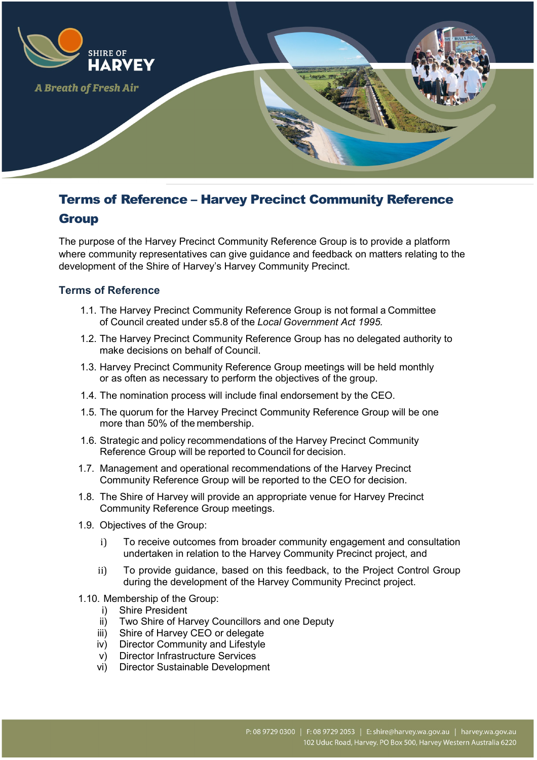# Terms of Reference – Harvey Precinct Community Reference Group

The purpose of the Harvey Precinct Community Reference Group is to provide a platform where community representatives can give guidance and feedback on matters relating to the development of the Shire of Harvey's Harvey Community Precinct.

## Terms of Reference

1.1. The Harvey Precinct Community Reference Group is not formal a Committee of Council created under s5.8 of the *Local Government Act 1995.*

1.2. The Harvey Precinct Community Reference Group has no delegated authority to make decisions on behalf of Council.

1.3. Harvey Precinct Community Reference Group meetings will be held monthly or as often as necessary to perform the objectives of the group.

1.4. The nomination process will include final endorsement by the CEO.

1.5. The quorum for the Harvey Precinct Community Reference Group will be one more than 50% of the membership.

1.6. Strategic and policy recommendations of the Harvey Precinct Community Reference Group will be reported to Council for decision.

1.7. Management and operational recommendations of the Harvey Precinct Community Reference Group will be reported to the CEO for decision.

1.8. The Shire of Harvey will provide an appropriate venue for Harvey Precinct Community Reference Group meetings.

1.9. Objectives of the Group:

- i) To receive outcomes from broader community engagement and consultation undertaken in relation to the Harvey Community Precinct project, and
- ii) To provide guidance, based on this feedback, to the Project Control Group during the development of the Harvey Community Precinct project.

1.10. Membership of the Group:

- i) Shire President
- ii) Two Shire of Harvey Councillors and one Deputy
- iii) Shire of Harvey CEO or delegate
- iv) Director Community and Lifestyle
- v) Director Infrastructure Services
- vi) Director Sustainable Development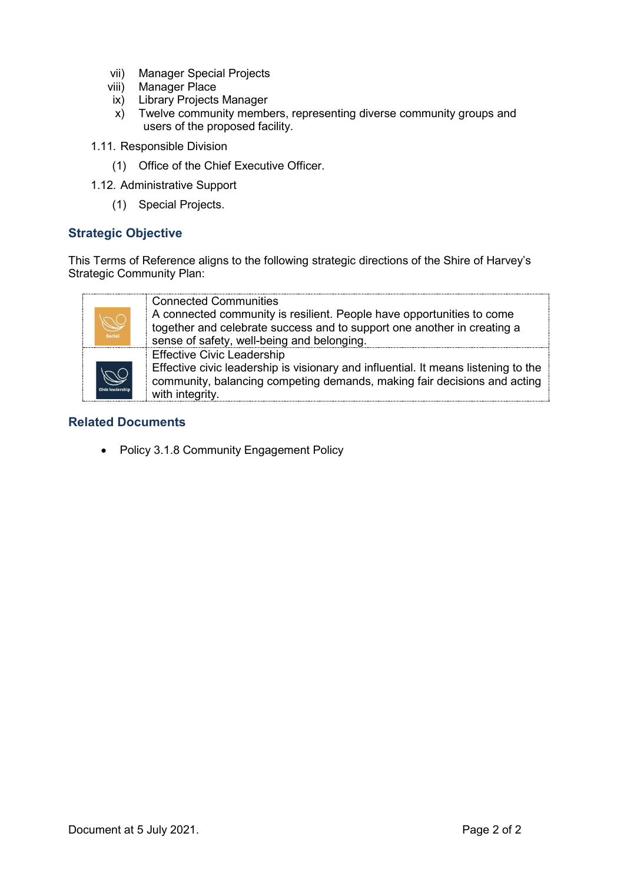vii) Manager Special Projects
viii) Manager Place
ix) Library Projects Manager
x) Twelve community members, representing diverse community groups and users of the proposed facility.

1.11. Responsible Division

(1) Office of the Chief Executive Officer.

1.12. Administrative Support

(1) Special Projects.

## Strategic Objective

This Terms of Reference aligns to the following strategic directions of the Shire of Harvey's Strategic Community Plan:

| | |
|---|---|
| Social | Connected Communities<br>A connected community is resilient. People have opportunities to come together and celebrate success and to support one another in creating a sense of safety, well-being and belonging. |
| Civic leadership | Effective Civic Leadership<br>Effective civic leadership is visionary and influential. It means listening to the community, balancing competing demands, making fair decisions and acting with integrity. |

## Related Documents

- Policy 3.1.8 Community Engagement Policy

Document at 5 July 2021.